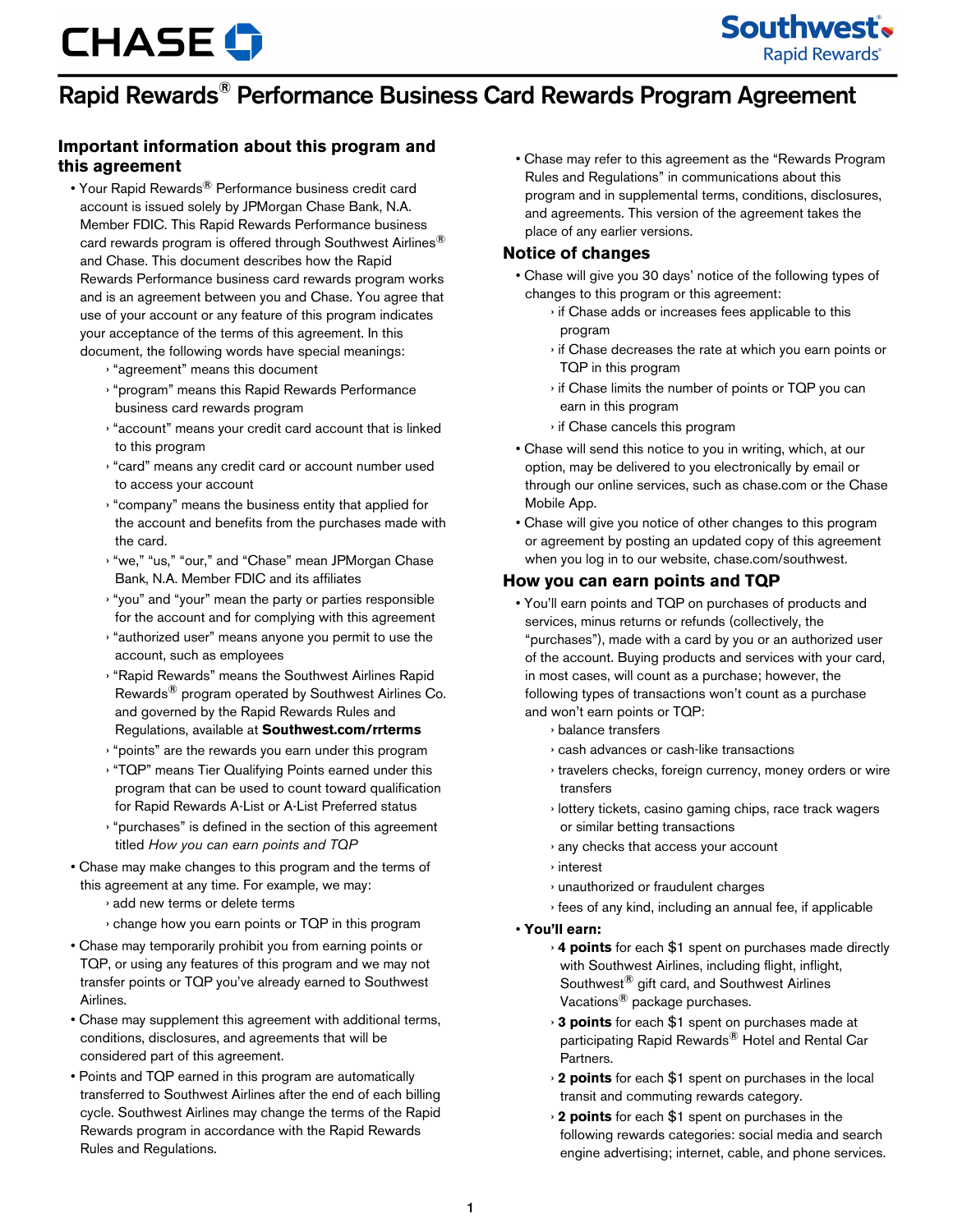# Rapid Rewards® Performance Business Card Rewards Program Agreement

## Important information about this program and this agreement

- Your Rapid Rewards® Performance business credit card account is issued solely by JPMorgan Chase Bank, N.A. Member FDIC. This Rapid Rewards Performance business card rewards program is offered through Southwest Airlines® and Chase. This document describes how the Rapid Rewards Performance business card rewards program works and is an agreement between you and Chase. You agree that use of your account or any feature of this program indicates your acceptance of the terms of this agreement. In this document, the following words have special meanings:
  - "agreement" means this document
  - "program" means this Rapid Rewards Performance business card rewards program
  - "account" means your credit card account that is linked to this program
  - "card" means any credit card or account number used to access your account
  - "company" means the business entity that applied for the account and benefits from the purchases made with the card.
  - "we," "us," "our," and "Chase" mean JPMorgan Chase Bank, N.A. Member FDIC and its affiliates
  - "you" and "your" mean the party or parties responsible for the account and for complying with this agreement
  - "authorized user" means anyone you permit to use the account, such as employees
  - "Rapid Rewards" means the Southwest Airlines Rapid Rewards® program operated by Southwest Airlines Co. and governed by the Rapid Rewards Rules and Regulations, available at **Southwest.com/rrterms**
  - "points" are the rewards you earn under this program
  - "TQP" means Tier Qualifying Points earned under this program that can be used to count toward qualification for Rapid Rewards A-List or A-List Preferred status
  - "purchases" is defined in the section of this agreement titled *How you can earn points and TQP*
- Chase may make changes to this program and the terms of this agreement at any time. For example, we may:
  - add new terms or delete terms
  - change how you earn points or TQP in this program
- Chase may temporarily prohibit you from earning points or TQP, or using any features of this program and we may not transfer points or TQP you've already earned to Southwest Airlines.
- Chase may supplement this agreement with additional terms, conditions, disclosures, and agreements that will be considered part of this agreement.
- Points and TQP earned in this program are automatically transferred to Southwest Airlines after the end of each billing cycle. Southwest Airlines may change the terms of the Rapid Rewards program in accordance with the Rapid Rewards Rules and Regulations.
- Chase may refer to this agreement as the "Rewards Program Rules and Regulations" in communications about this program and in supplemental terms, conditions, disclosures, and agreements. This version of the agreement takes the place of any earlier versions.

## Notice of changes

- Chase will give you 30 days' notice of the following types of changes to this program or this agreement:
  - if Chase adds or increases fees applicable to this program
  - if Chase decreases the rate at which you earn points or TQP in this program
  - if Chase limits the number of points or TQP you can earn in this program
  - if Chase cancels this program
- Chase will send this notice to you in writing, which, at our option, may be delivered to you electronically by email or through our online services, such as chase.com or the Chase Mobile App.
- Chase will give you notice of other changes to this program or agreement by posting an updated copy of this agreement when you log in to our website, chase.com/southwest.

## How you can earn points and TQP

- You'll earn points and TQP on purchases of products and services, minus returns or refunds (collectively, the "purchases"), made with a card by you or an authorized user of the account. Buying products and services with your card, in most cases, will count as a purchase; however, the following types of transactions won't count as a purchase and won't earn points or TQP:
  - balance transfers
  - cash advances or cash-like transactions
  - travelers checks, foreign currency, money orders or wire transfers
  - lottery tickets, casino gaming chips, race track wagers or similar betting transactions
  - any checks that access your account
  - interest
  - unauthorized or fraudulent charges
  - fees of any kind, including an annual fee, if applicable
- **You'll earn:**
  - **4 points** for each $1 spent on purchases made directly with Southwest Airlines, including flight, inflight, Southwest® gift card, and Southwest Airlines Vacations® package purchases.
  - **3 points** for each $1 spent on purchases made at participating Rapid Rewards® Hotel and Rental Car Partners.
  - **2 points** for each $1 spent on purchases in the local transit and commuting rewards category.
  - **2 points** for each $1 spent on purchases in the following rewards categories: social media and search engine advertising; internet, cable, and phone services.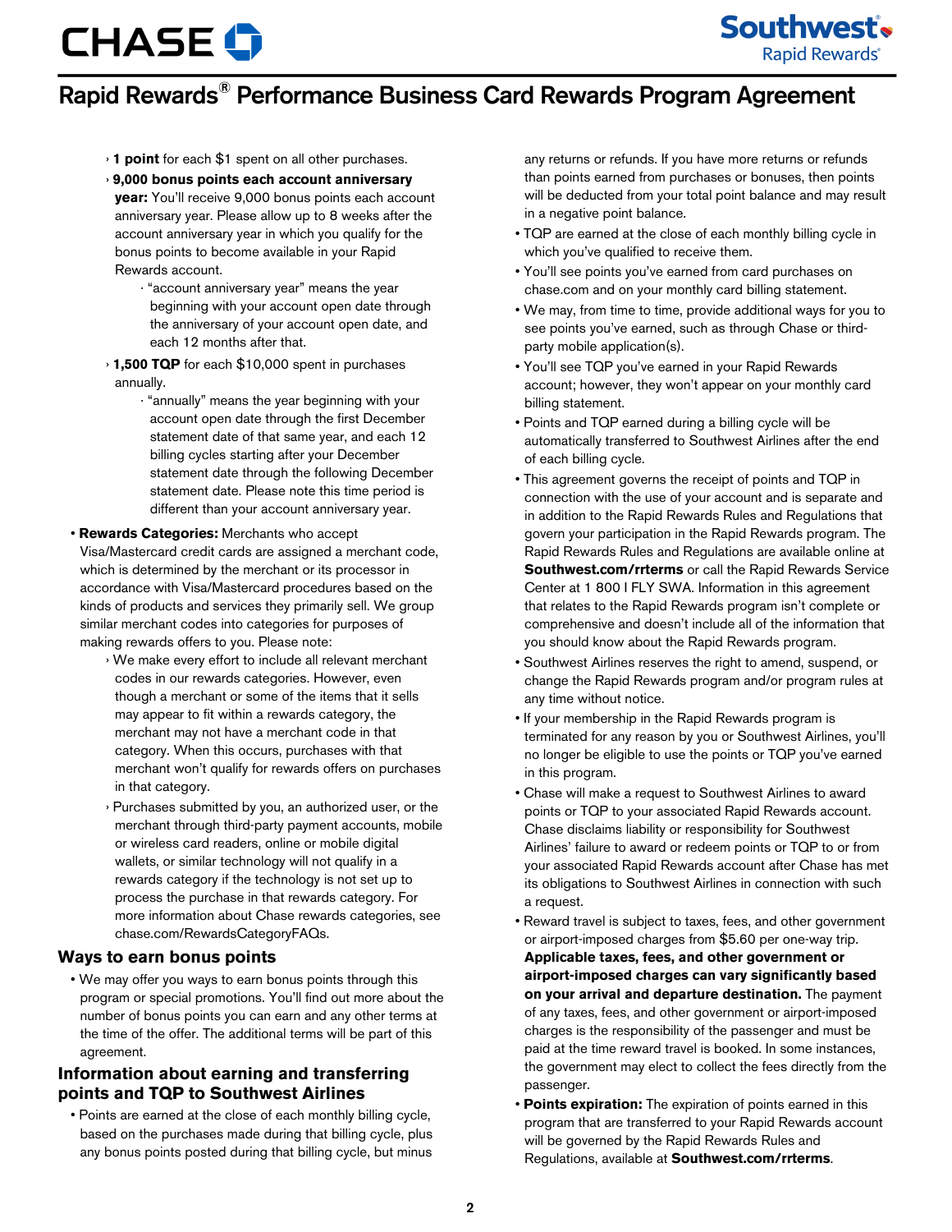# Rapid Rewards® Performance Business Card Rewards Program Agreement

- **1 point** for each $1 spent on all other purchases.
- **9,000 bonus points each account anniversary year:** You'll receive 9,000 bonus points each account anniversary year. Please allow up to 8 weeks after the account anniversary year in which you qualify for the bonus points to become available in your Rapid Rewards account.
  - "account anniversary year" means the year beginning with your account open date through the anniversary of your account open date, and each 12 months after that.
- **1,500 TQP** for each $10,000 spent in purchases annually.
  - "annually" means the year beginning with your account open date through the first December statement date of that same year, and each 12 billing cycles starting after your December statement date through the following December statement date. Please note this time period is different than your account anniversary year.

- **Rewards Categories:** Merchants who accept Visa/Mastercard credit cards are assigned a merchant code, which is determined by the merchant or its processor in accordance with Visa/Mastercard procedures based on the kinds of products and services they primarily sell. We group similar merchant codes into categories for purposes of making rewards offers to you. Please note:
  - We make every effort to include all relevant merchant codes in our rewards categories. However, even though a merchant or some of the items that it sells may appear to fit within a rewards category, the merchant may not have a merchant code in that category. When this occurs, purchases with that merchant won't qualify for rewards offers on purchases in that category.
  - Purchases submitted by you, an authorized user, or the merchant through third-party payment accounts, mobile or wireless card readers, online or mobile digital wallets, or similar technology will not qualify in a rewards category if the technology is not set up to process the purchase in that rewards category. For more information about Chase rewards categories, see chase.com/RewardsCategoryFAQs.

## Ways to earn bonus points

- We may offer you ways to earn bonus points through this program or special promotions. You'll find out more about the number of bonus points you can earn and any other terms at the time of the offer. The additional terms will be part of this agreement.

## Information about earning and transferring points and TQP to Southwest Airlines

- Points are earned at the close of each monthly billing cycle, based on the purchases made during that billing cycle, plus any bonus points posted during that billing cycle, but minus any returns or refunds. If you have more returns or refunds than points earned from purchases or bonuses, then points will be deducted from your total point balance and may result in a negative point balance.
- TQP are earned at the close of each monthly billing cycle in which you've qualified to receive them.
- You'll see points you've earned from card purchases on chase.com and on your monthly card billing statement.
- We may, from time to time, provide additional ways for you to see points you've earned, such as through Chase or third-party mobile application(s).
- You'll see TQP you've earned in your Rapid Rewards account; however, they won't appear on your monthly card billing statement.
- Points and TQP earned during a billing cycle will be automatically transferred to Southwest Airlines after the end of each billing cycle.
- This agreement governs the receipt of points and TQP in connection with the use of your account and is separate and in addition to the Rapid Rewards Rules and Regulations that govern your participation in the Rapid Rewards program. The Rapid Rewards Rules and Regulations are available online at **Southwest.com/rrterms** or call the Rapid Rewards Service Center at 1 800 I FLY SWA. Information in this agreement that relates to the Rapid Rewards program isn't complete or comprehensive and doesn't include all of the information that you should know about the Rapid Rewards program.
- Southwest Airlines reserves the right to amend, suspend, or change the Rapid Rewards program and/or program rules at any time without notice.
- If your membership in the Rapid Rewards program is terminated for any reason by you or Southwest Airlines, you'll no longer be eligible to use the points or TQP you've earned in this program.
- Chase will make a request to Southwest Airlines to award points or TQP to your associated Rapid Rewards account. Chase disclaims liability or responsibility for Southwest Airlines' failure to award or redeem points or TQP to or from your associated Rapid Rewards account after Chase has met its obligations to Southwest Airlines in connection with such a request.
- Reward travel is subject to taxes, fees, and other government or airport-imposed charges from $5.60 per one-way trip. **Applicable taxes, fees, and other government or airport-imposed charges can vary significantly based on your arrival and departure destination.** The payment of any taxes, fees, and other government or airport-imposed charges is the responsibility of the passenger and must be paid at the time reward travel is booked. In some instances, the government may elect to collect the fees directly from the passenger.
- **Points expiration:** The expiration of points earned in this program that are transferred to your Rapid Rewards account will be governed by the Rapid Rewards Rules and Regulations, available at **Southwest.com/rrterms**.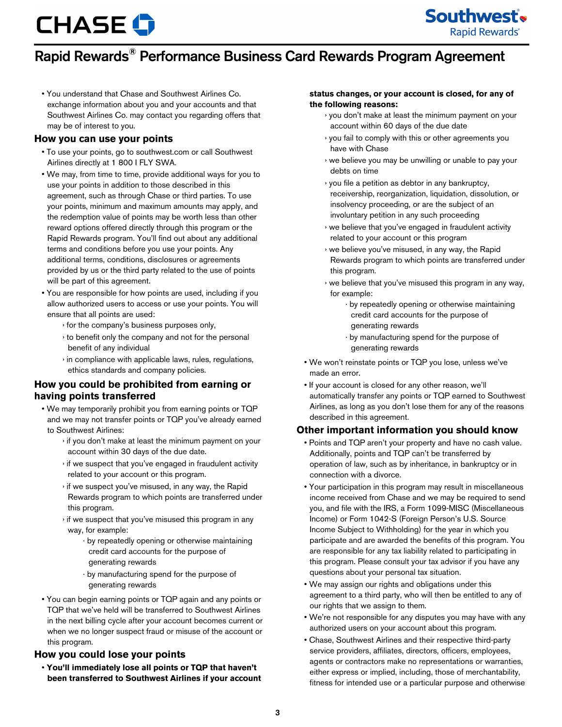# Rapid Rewards® Performance Business Card Rewards Program Agreement

- You understand that Chase and Southwest Airlines Co. exchange information about you and your accounts and that Southwest Airlines Co. may contact you regarding offers that may be of interest to you.

## How you can use your points

- To use your points, go to southwest.com or call Southwest Airlines directly at 1 800 I FLY SWA.
- We may, from time to time, provide additional ways for you to use your points in addition to those described in this agreement, such as through Chase or third parties. To use your points, minimum and maximum amounts may apply, and the redemption value of points may be worth less than other reward options offered directly through this program or the Rapid Rewards program. You'll find out about any additional terms and conditions before you use your points. Any additional terms, conditions, disclosures or agreements provided by us or the third party related to the use of points will be part of this agreement.
- You are responsible for how points are used, including if you allow authorized users to access or use your points. You will ensure that all points are used:
  - for the company's business purposes only,
  - to benefit only the company and not for the personal benefit of any individual
  - in compliance with applicable laws, rules, regulations, ethics standards and company policies.

## How you could be prohibited from earning or having points transferred

- We may temporarily prohibit you from earning points or TQP and we may not transfer points or TQP you've already earned to Southwest Airlines:
  - if you don't make at least the minimum payment on your account within 30 days of the due date.
  - if we suspect that you've engaged in fraudulent activity related to your account or this program.
  - if we suspect you've misused, in any way, the Rapid Rewards program to which points are transferred under this program.
  - if we suspect that you've misused this program in any way, for example:
    - by repeatedly opening or otherwise maintaining credit card accounts for the purpose of generating rewards
    - by manufacturing spend for the purpose of generating rewards
- You can begin earning points or TQP again and any points or TQP that we've held will be transferred to Southwest Airlines in the next billing cycle after your account becomes current or when we no longer suspect fraud or misuse of the account or this program.

## How you could lose your points

- **You'll immediately lose all points or TQP that haven't been transferred to Southwest Airlines if your account status changes, or your account is closed, for any of the following reasons:**
  - you don't make at least the minimum payment on your account within 60 days of the due date
  - you fail to comply with this or other agreements you have with Chase
  - we believe you may be unwilling or unable to pay your debts on time
  - you file a petition as debtor in any bankruptcy, receivership, reorganization, liquidation, dissolution, or insolvency proceeding, or are the subject of an involuntary petition in any such proceeding
  - we believe that you've engaged in fraudulent activity related to your account or this program
  - we believe you've misused, in any way, the Rapid Rewards program to which points are transferred under this program.
  - we believe that you've misused this program in any way, for example:
    - by repeatedly opening or otherwise maintaining credit card accounts for the purpose of generating rewards
    - by manufacturing spend for the purpose of generating rewards
- We won't reinstate points or TQP you lose, unless we've made an error.
- If your account is closed for any other reason, we'll automatically transfer any points or TQP earned to Southwest Airlines, as long as you don't lose them for any of the reasons described in this agreement.

## Other important information you should know

- Points and TQP aren't your property and have no cash value. Additionally, points and TQP can't be transferred by operation of law, such as by inheritance, in bankruptcy or in connection with a divorce.
- Your participation in this program may result in miscellaneous income received from Chase and we may be required to send you, and file with the IRS, a Form 1099-MISC (Miscellaneous Income) or Form 1042-S (Foreign Person's U.S. Source Income Subject to Withholding) for the year in which you participate and are awarded the benefits of this program. You are responsible for any tax liability related to participating in this program. Please consult your tax advisor if you have any questions about your personal tax situation.
- We may assign our rights and obligations under this agreement to a third party, who will then be entitled to any of our rights that we assign to them.
- We're not responsible for any disputes you may have with any authorized users on your account about this program.
- Chase, Southwest Airlines and their respective third-party service providers, affiliates, directors, officers, employees, agents or contractors make no representations or warranties, either express or implied, including, those of merchantability, fitness for intended use or a particular purpose and otherwise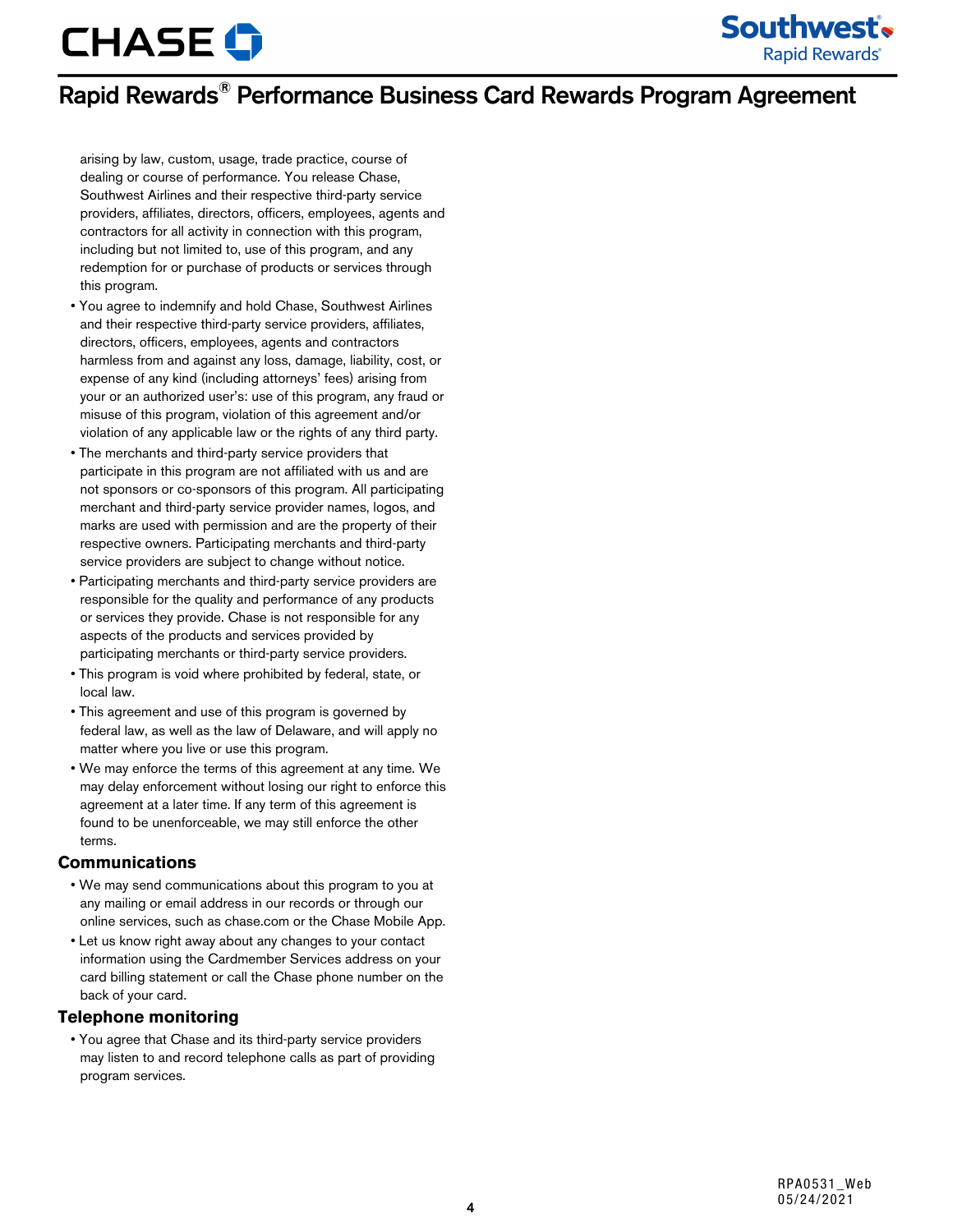arising by law, custom, usage, trade practice, course of dealing or course of performance. You release Chase, Southwest Airlines and their respective third-party service providers, affiliates, directors, officers, employees, agents and contractors for all activity in connection with this program, including but not limited to, use of this program, and any redemption for or purchase of products or services through this program.

- You agree to indemnify and hold Chase, Southwest Airlines and their respective third-party service providers, affiliates, directors, officers, employees, agents and contractors harmless from and against any loss, damage, liability, cost, or expense of any kind (including attorneys' fees) arising from your or an authorized user's: use of this program, any fraud or misuse of this program, violation of this agreement and/or violation of any applicable law or the rights of any third party.
- The merchants and third-party service providers that participate in this program are not affiliated with us and are not sponsors or co-sponsors of this program. All participating merchant and third-party service provider names, logos, and marks are used with permission and are the property of their respective owners. Participating merchants and third-party service providers are subject to change without notice.
- Participating merchants and third-party service providers are responsible for the quality and performance of any products or services they provide. Chase is not responsible for any aspects of the products and services provided by participating merchants or third-party service providers.
- This program is void where prohibited by federal, state, or local law.
- This agreement and use of this program is governed by federal law, as well as the law of Delaware, and will apply no matter where you live or use this program.
- We may enforce the terms of this agreement at any time. We may delay enforcement without losing our right to enforce this agreement at a later time. If any term of this agreement is found to be unenforceable, we may still enforce the other terms.

### Communications

- We may send communications about this program to you at any mailing or email address in our records or through our online services, such as chase.com or the Chase Mobile App.
- Let us know right away about any changes to your contact information using the Cardmember Services address on your card billing statement or call the Chase phone number on the back of your card.

### Telephone monitoring

- You agree that Chase and its third-party service providers may listen to and record telephone calls as part of providing program services.

RPA0531_Web
05/24/2021